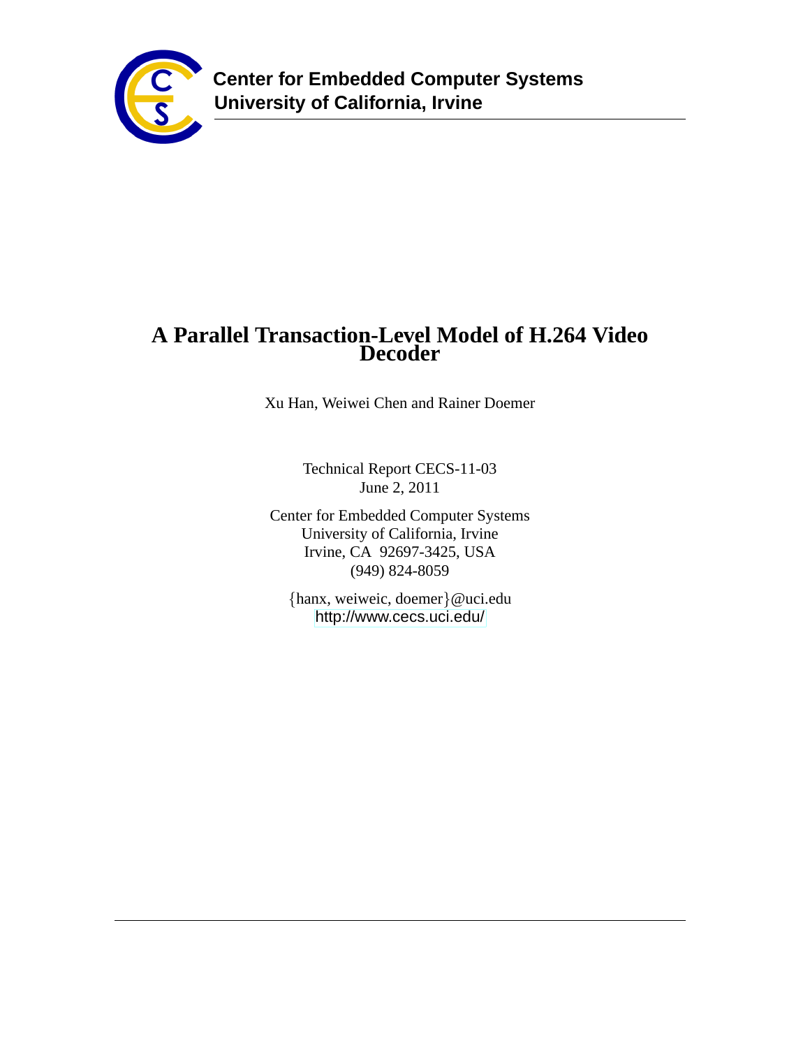**Center for Embedded Computer Systems**
**University of California, Irvine**

# A Parallel Transaction-Level Model of H.264 Video Decoder

Xu Han, Weiwei Chen and Rainer Doemer

Technical Report CECS-11-03
June 2, 2011

Center for Embedded Computer Systems
University of California, Irvine
Irvine, CA 92697-3425, USA
(949) 824-8059

{hanx, weiweic, doemer}@uci.edu
http://www.cecs.uci.edu/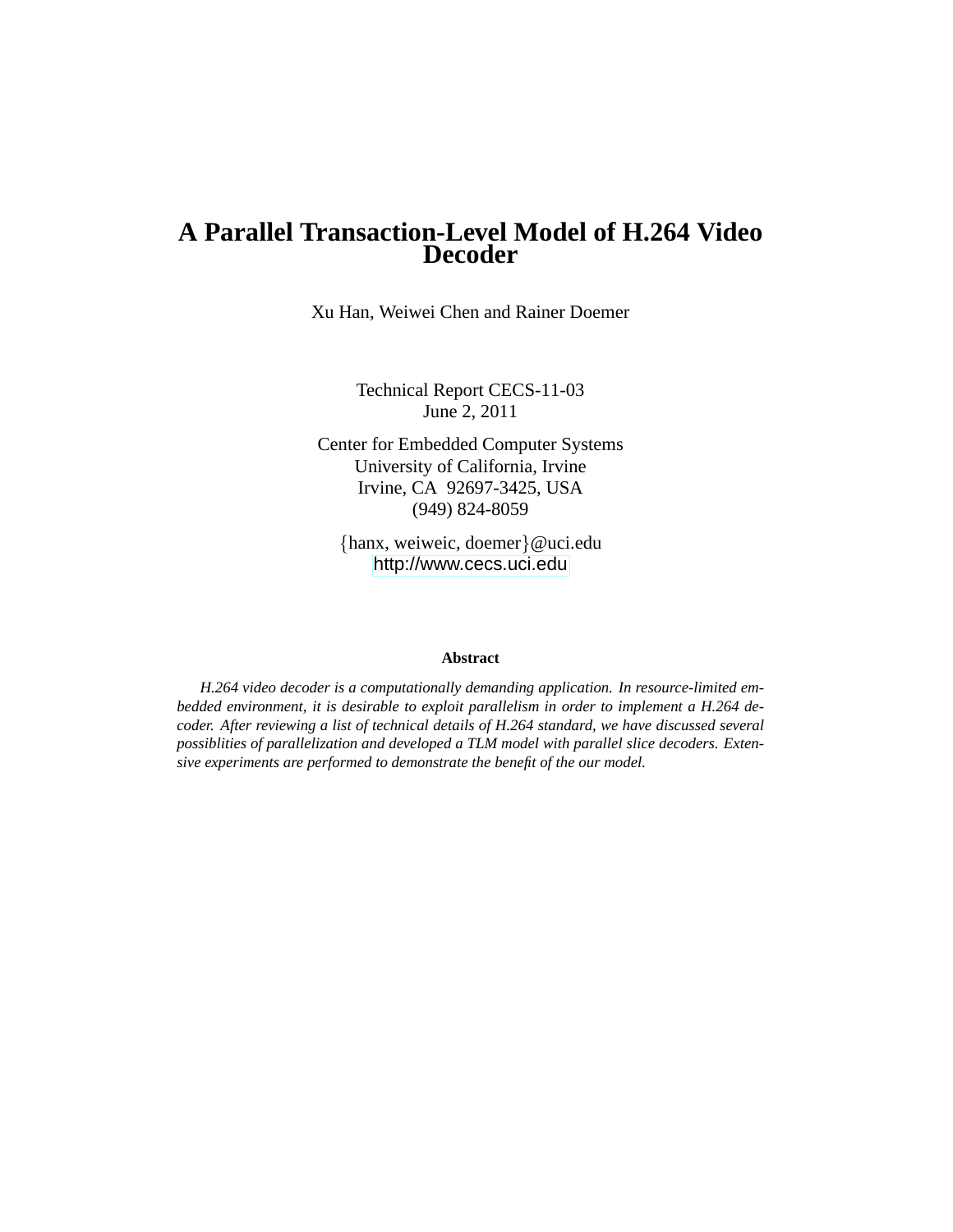# A Parallel Transaction-Level Model of H.264 Video Decoder

Xu Han, Weiwei Chen and Rainer Doemer

Technical Report CECS-11-03
June 2, 2011

Center for Embedded Computer Systems
University of California, Irvine
Irvine, CA 92697-3425, USA
(949) 824-8059

{hanx, weiweic, doemer}@uci.edu
http://www.cecs.uci.edu

### Abstract

*H.264 video decoder is a computationally demanding application. In resource-limited embedded environment, it is desirable to exploit parallelism in order to implement a H.264 decoder. After reviewing a list of technical details of H.264 standard, we have discussed several possiblities of parallelization and developed a TLM model with parallel slice decoders. Extensive experiments are performed to demonstrate the benefit of the our model.*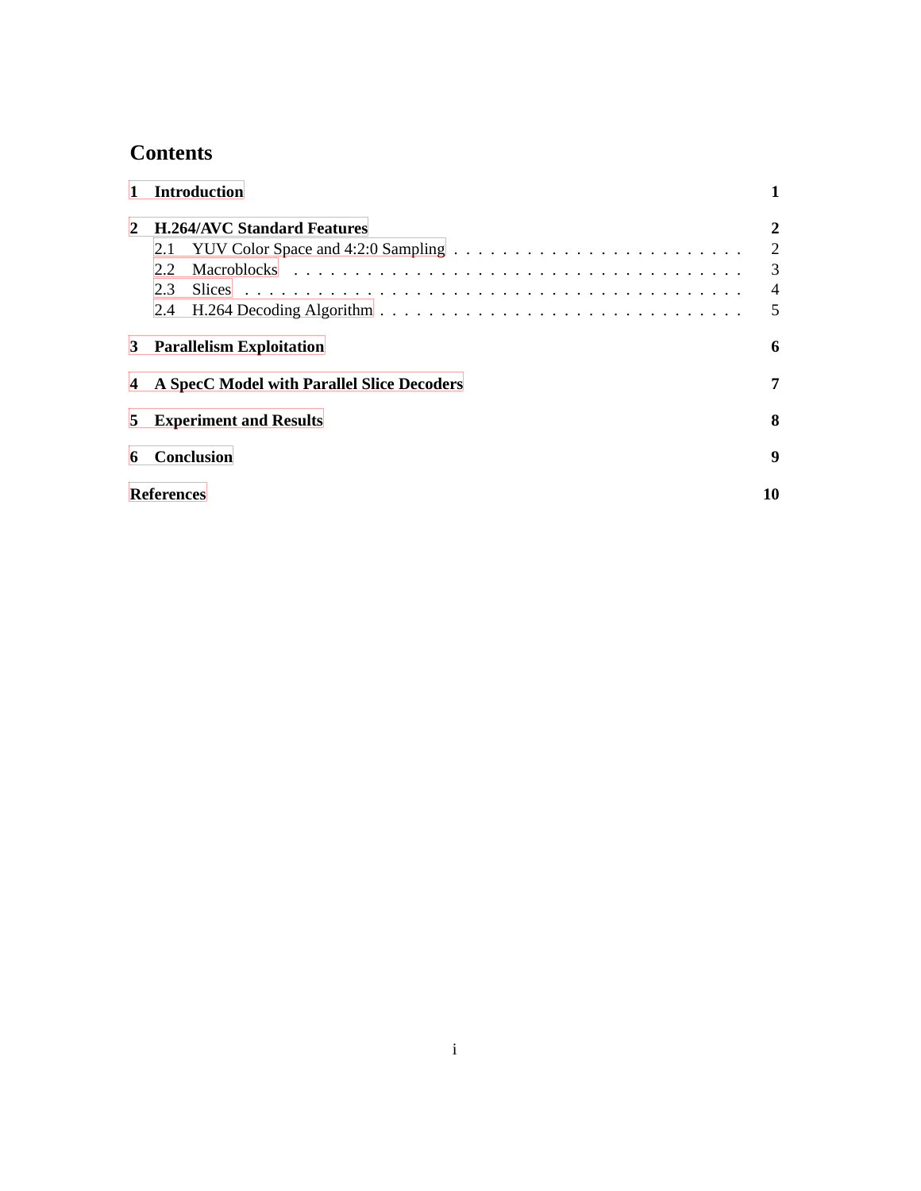# Contents

**1 Introduction** **1**

**2 H.264/AVC Standard Features** **2**

- 2.1 YUV Color Space and 4:2:0 Sampling . . . . . . . . . . . . . . . . . . . . . . . . 2
- 2.2 Macroblocks . . . . . . . . . . . . . . . . . . . . . . . . . . . . . . . . . . . . . 3
- 2.3 Slices . . . . . . . . . . . . . . . . . . . . . . . . . . . . . . . . . . . . . . . . 4
- 2.4 H.264 Decoding Algorithm . . . . . . . . . . . . . . . . . . . . . . . . . . . . . 5

**3 Parallelism Exploitation** **6**

**4 A SpecC Model with Parallel Slice Decoders** **7**

**5 Experiment and Results** **8**

**6 Conclusion** **9**

**References** **10**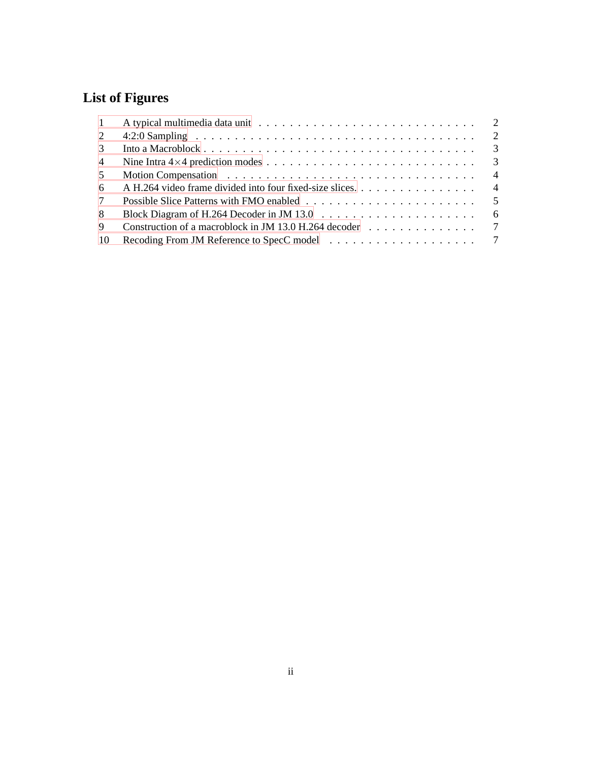# List of Figures

1 A typical multimedia data unit . . . . . 2
2 4:2:0 Sampling . . . . . 2
3 Into a Macroblock . . . . . 3
4 Nine Intra $4 \times 4$ prediction modes . . . . . 3
5 Motion Compensation . . . . . 4
6 A H.264 video frame divided into four fixed-size slices. . . . . . 4
7 Possible Slice Patterns with FMO enabled . . . . . 5
8 Block Diagram of H.264 Decoder in JM 13.0 . . . . . 6
9 Construction of a macroblock in JM 13.0 H.264 decoder . . . . . 7
10 Recoding From JM Reference to SpecC model . . . . . 7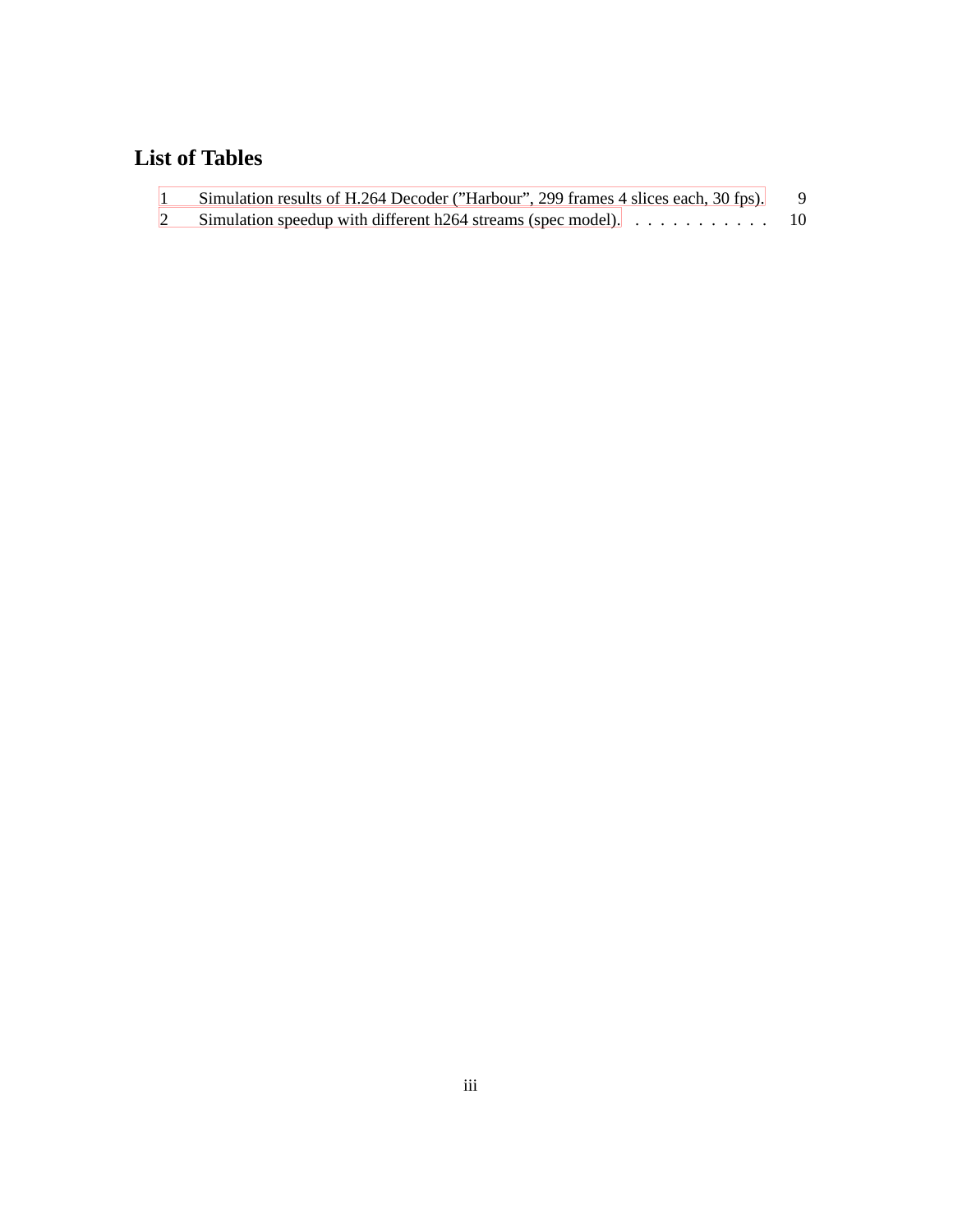# List of Tables

1 Simulation results of H.264 Decoder (”Harbour”, 299 frames 4 slices each, 30 fps). . . . 9

2 Simulation speedup with different h264 streams (spec model). . . . . . . . . . . . 10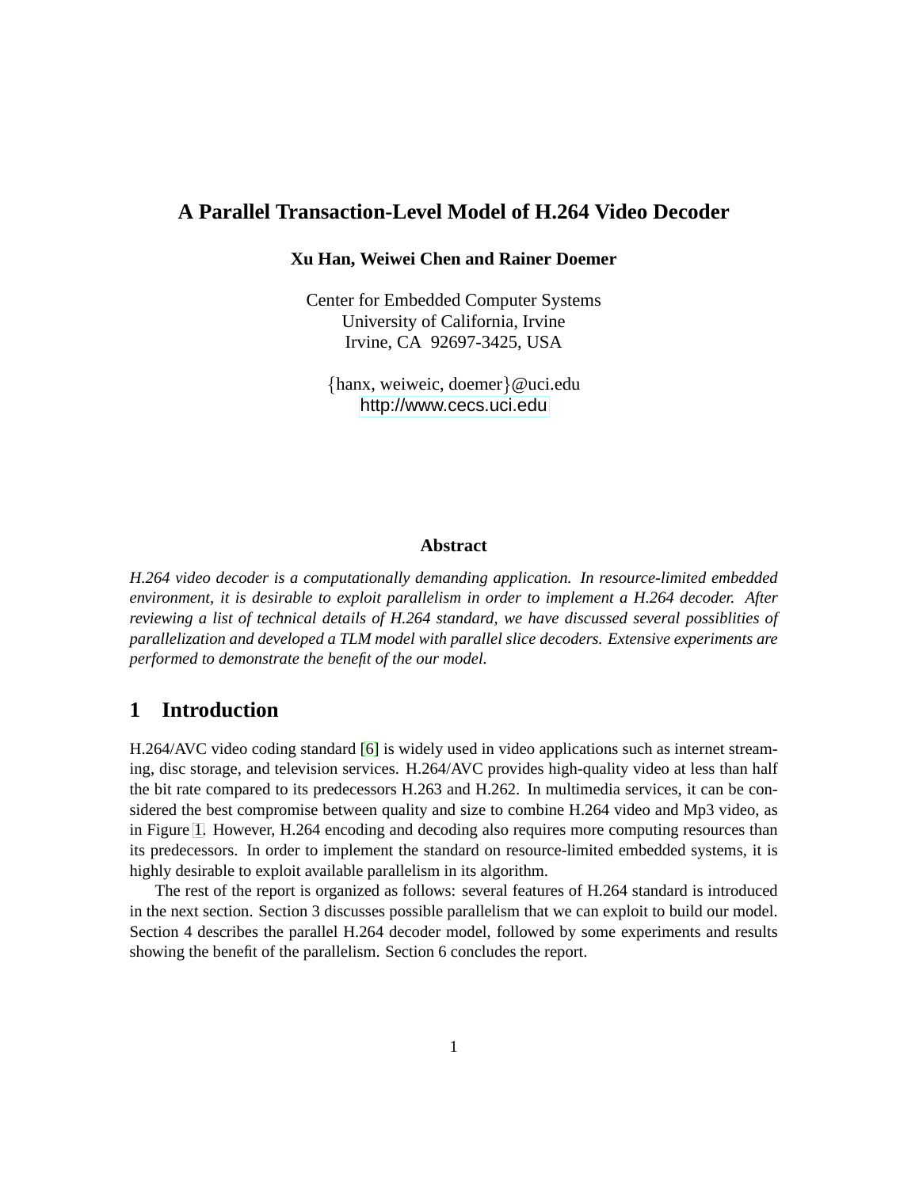# A Parallel Transaction-Level Model of H.264 Video Decoder

**Xu Han, Weiwei Chen and Rainer Doemer**

Center for Embedded Computer Systems
University of California, Irvine
Irvine, CA 92697-3425, USA

{hanx, weiweic, doemer}@uci.edu
http://www.cecs.uci.edu

## Abstract

*H.264 video decoder is a computationally demanding application. In resource-limited embedded environment, it is desirable to exploit parallelism in order to implement a H.264 decoder. After reviewing a list of technical details of H.264 standard, we have discussed several possiblities of parallelization and developed a TLM model with parallel slice decoders. Extensive experiments are performed to demonstrate the benefit of the our model.*

## 1 Introduction

H.264/AVC video coding standard [6] is widely used in video applications such as internet streaming, disc storage, and television services. H.264/AVC provides high-quality video at less than half the bit rate compared to its predecessors H.263 and H.262. In multimedia services, it can be considered the best compromise between quality and size to combine H.264 video and Mp3 video, as in Figure 1. However, H.264 encoding and decoding also requires more computing resources than its predecessors. In order to implement the standard on resource-limited embedded systems, it is highly desirable to exploit available parallelism in its algorithm.

The rest of the report is organized as follows: several features of H.264 standard is introduced in the next section. Section 3 discusses possible parallelism that we can exploit to build our model. Section 4 describes the parallel H.264 decoder model, followed by some experiments and results showing the benefit of the parallelism. Section 6 concludes the report.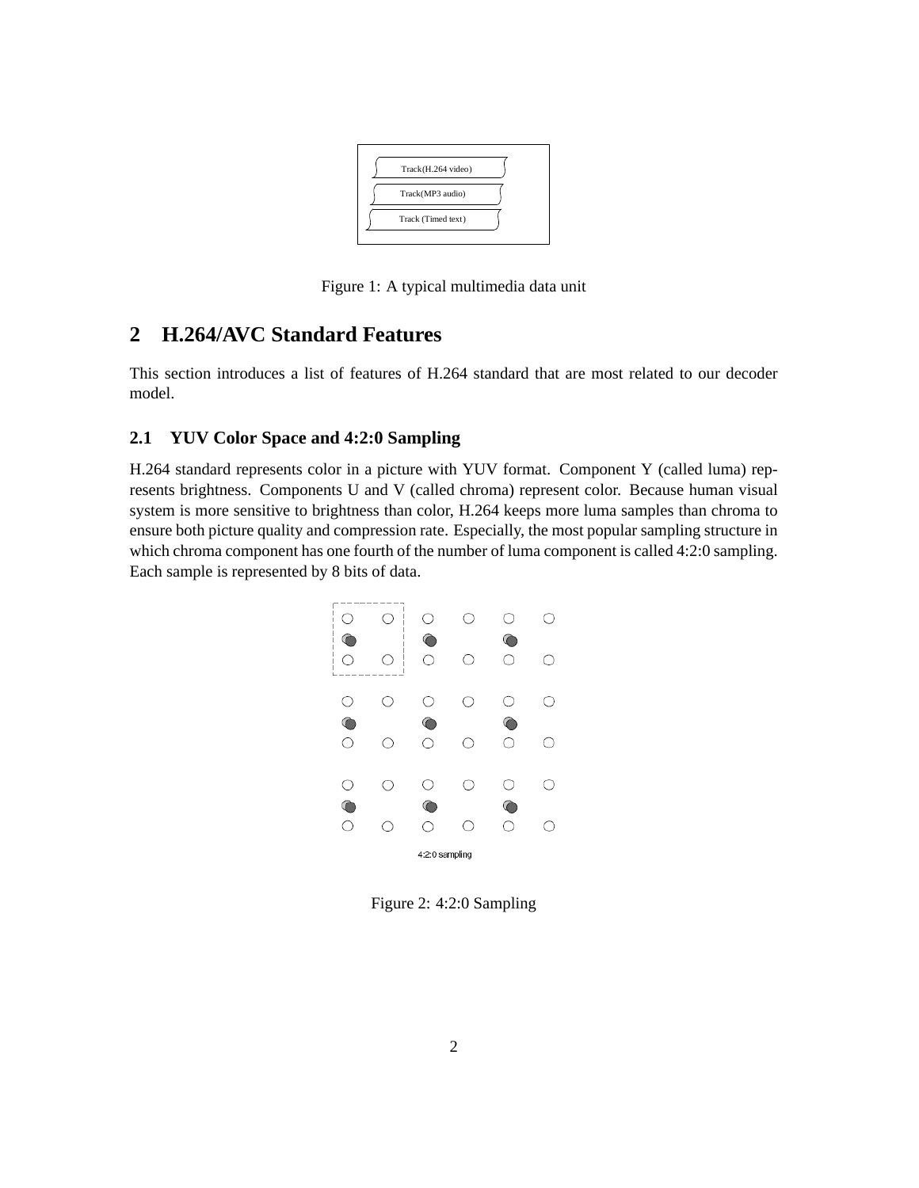Figure 1: A typical multimedia data unit

## 2 H.264/AVC Standard Features

This section introduces a list of features of H.264 standard that are most related to our decoder model.

### 2.1 YUV Color Space and 4:2:0 Sampling

H.264 standard represents color in a picture with YUV format. Component Y (called luma) represents brightness. Components U and V (called chroma) represent color. Because human visual system is more sensitive to brightness than color, H.264 keeps more luma samples than chroma to ensure both picture quality and compression rate. Especially, the most popular sampling structure in which chroma component has one fourth of the number of luma component is called 4:2:0 sampling. Each sample is represented by 8 bits of data.

Figure 2: 4:2:0 Sampling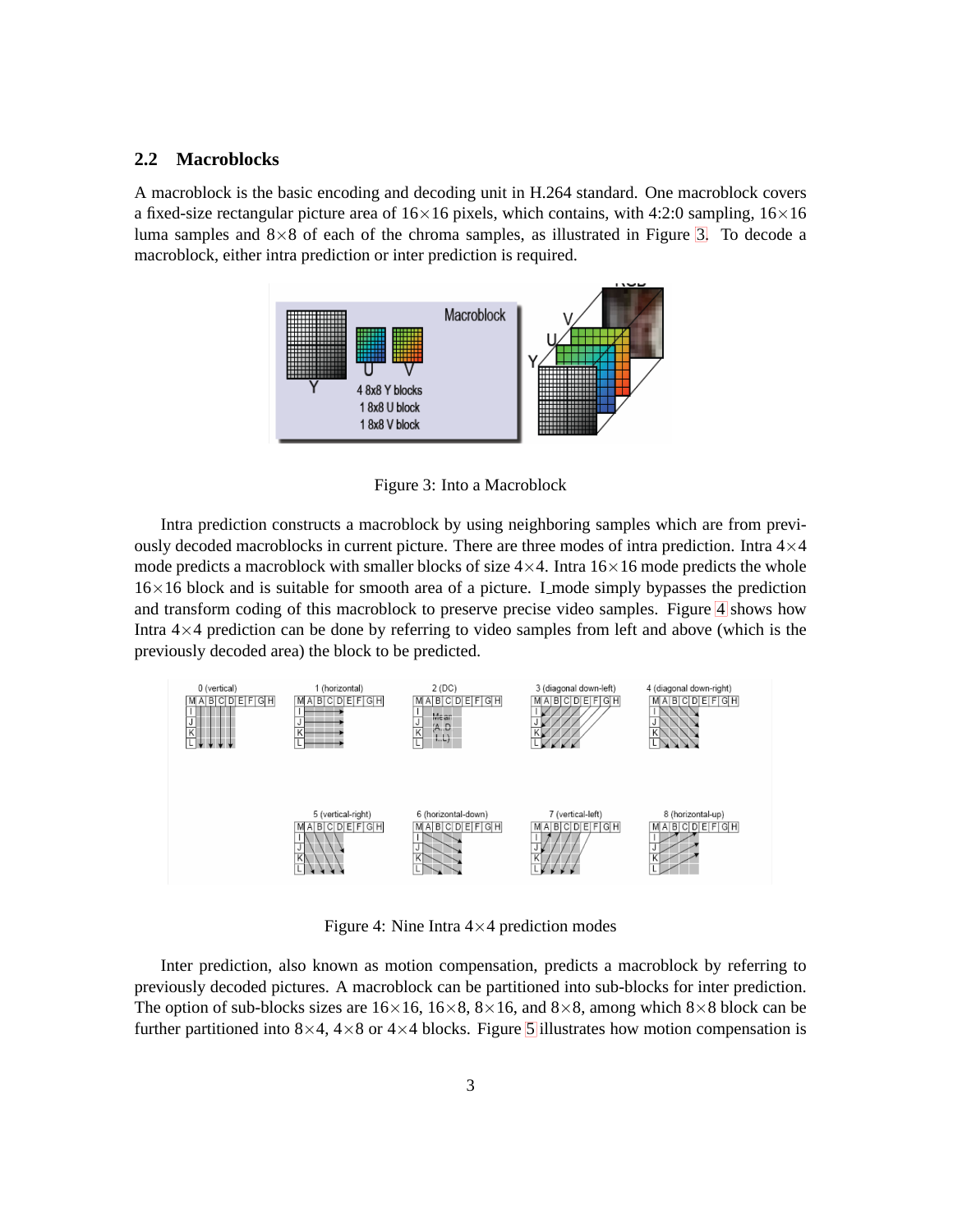## 2.2 Macroblocks

A macroblock is the basic encoding and decoding unit in H.264 standard. One macroblock covers a fixed-size rectangular picture area of 16×16 pixels, which contains, with 4:2:0 sampling, 16×16 luma samples and 8×8 of each of the chroma samples, as illustrated in Figure 3. To decode a macroblock, either intra prediction or inter prediction is required.

Figure 3: Into a Macroblock

Intra prediction constructs a macroblock by using neighboring samples which are from previously decoded macroblocks in current picture. There are three modes of intra prediction. Intra 4×4 mode predicts a macroblock with smaller blocks of size 4×4. Intra 16×16 mode predicts the whole 16×16 block and is suitable for smooth area of a picture. I_mode simply bypasses the prediction and transform coding of this macroblock to preserve precise video samples. Figure 4 shows how Intra 4×4 prediction can be done by referring to video samples from left and above (which is the previously decoded area) the block to be predicted.

Figure 4: Nine Intra 4×4 prediction modes

Inter prediction, also known as motion compensation, predicts a macroblock by referring to previously decoded pictures. A macroblock can be partitioned into sub-blocks for inter prediction. The option of sub-blocks sizes are 16×16, 16×8, 8×16, and 8×8, among which 8×8 block can be further partitioned into 8×4, 4×8 or 4×4 blocks. Figure 5 illustrates how motion compensation is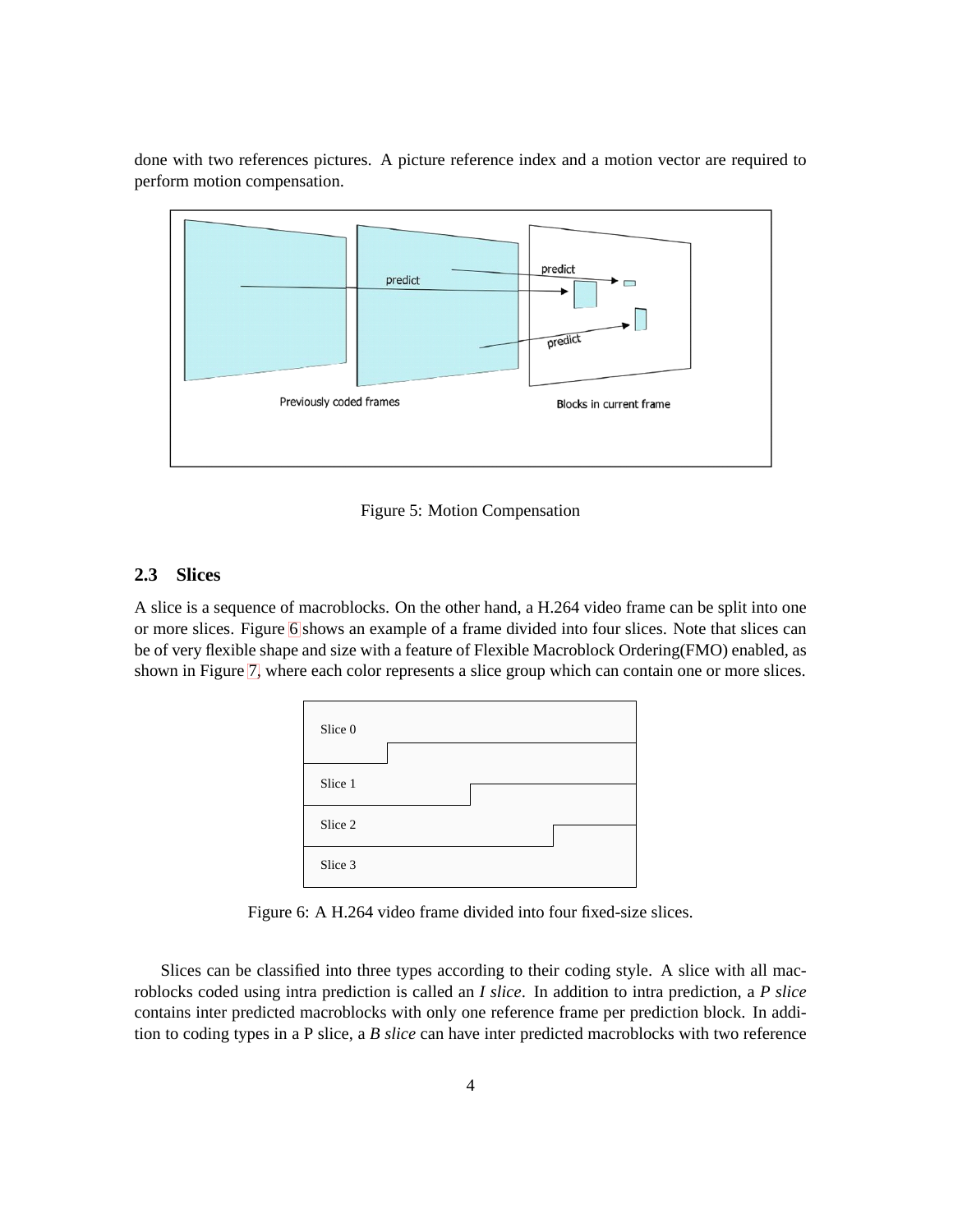done with two references pictures. A picture reference index and a motion vector are required to perform motion compensation.

Figure 5: Motion Compensation

### 2.3 Slices

A slice is a sequence of macroblocks. On the other hand, a H.264 video frame can be split into one or more slices. Figure 6 shows an example of a frame divided into four slices. Note that slices can be of very flexible shape and size with a feature of Flexible Macroblock Ordering(FMO) enabled, as shown in Figure 7, where each color represents a slice group which can contain one or more slices.

Figure 6: A H.264 video frame divided into four fixed-size slices.

Slices can be classified into three types according to their coding style. A slice with all macroblocks coded using intra prediction is called an *I slice*. In addition to intra prediction, a *P slice* contains inter predicted macroblocks with only one reference frame per prediction block. In addition to coding types in a P slice, a *B slice* can have inter predicted macroblocks with two reference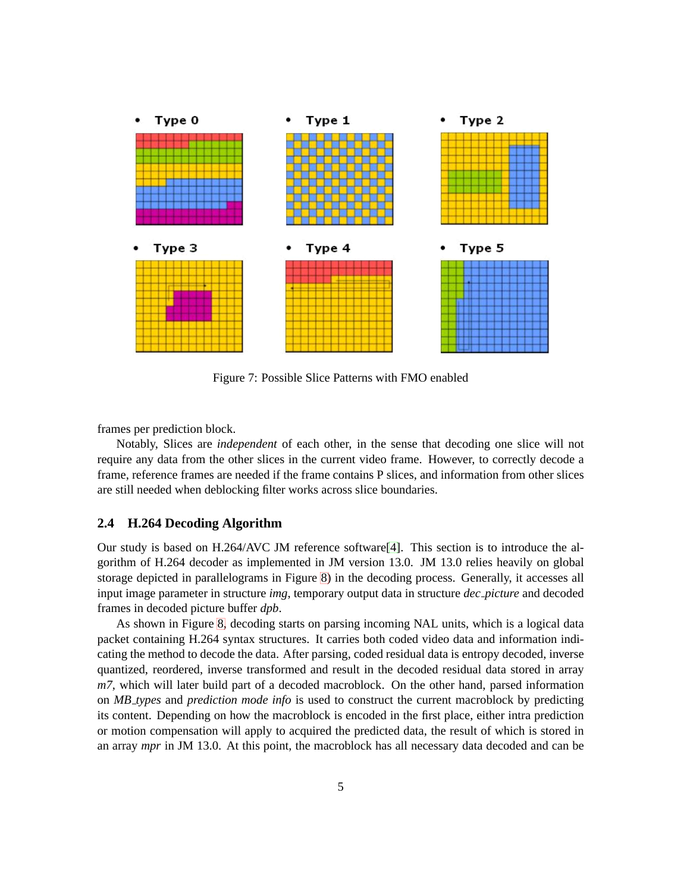Figure 7: Possible Slice Patterns with FMO enabled

frames per prediction block.

Notably, Slices are *independent* of each other, in the sense that decoding one slice will not require any data from the other slices in the current video frame. However, to correctly decode a frame, reference frames are needed if the frame contains P slices, and information from other slices are still needed when deblocking filter works across slice boundaries.

### 2.4 H.264 Decoding Algorithm

Our study is based on H.264/AVC JM reference software[4]. This section is to introduce the algorithm of H.264 decoder as implemented in JM version 13.0. JM 13.0 relies heavily on global storage depicted in parallelograms in Figure 8) in the decoding process. Generally, it accesses all input image parameter in structure *img*, temporary output data in structure *dec_picture* and decoded frames in decoded picture buffer *dpb*.

As shown in Figure 8, decoding starts on parsing incoming NAL units, which is a logical data packet containing H.264 syntax structures. It carries both coded video data and information indicating the method to decode the data. After parsing, coded residual data is entropy decoded, inverse quantized, reordered, inverse transformed and result in the decoded residual data stored in array *m7*, which will later build part of a decoded macroblock. On the other hand, parsed information on *MB_types* and *prediction mode info* is used to construct the current macroblock by predicting its content. Depending on how the macroblock is encoded in the first place, either intra prediction or motion compensation will apply to acquired the predicted data, the result of which is stored in an array *mpr* in JM 13.0. At this point, the macroblock has all necessary data decoded and can be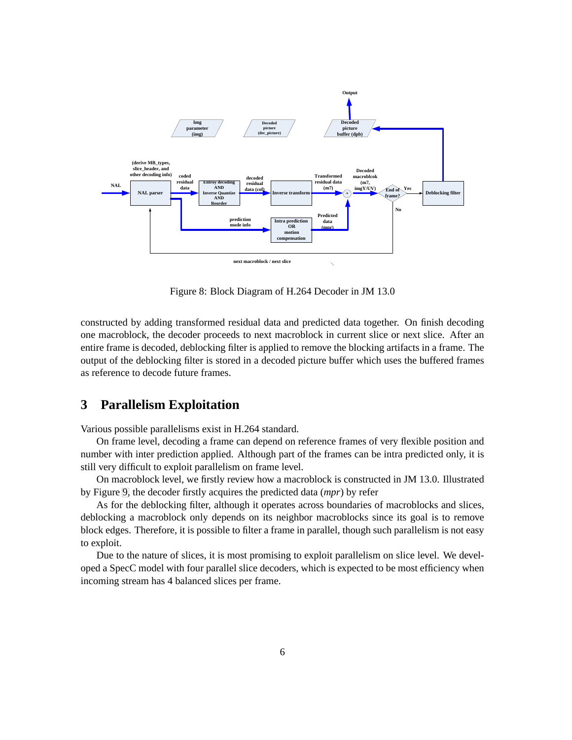Figure 8: Block Diagram of H.264 Decoder in JM 13.0

constructed by adding transformed residual data and predicted data together. On finish decoding one macroblock, the decoder proceeds to next macroblock in current slice or next slice. After an entire frame is decoded, deblocking filter is applied to remove the blocking artifacts in a frame. The output of the deblocking filter is stored in a decoded picture buffer which uses the buffered frames as reference to decode future frames.

## 3 Parallelism Exploitation

Various possible parallelisms exist in H.264 standard.

On frame level, decoding a frame can depend on reference frames of very flexible position and number with inter prediction applied. Although part of the frames can be intra predicted only, it is still very difficult to exploit parallelism on frame level.

On macroblock level, we firstly review how a macroblock is constructed in JM 13.0. Illustrated by Figure 9, the decoder firstly acquires the predicted data (*mpr*) by refer

As for the deblocking filter, although it operates across boundaries of macroblocks and slices, deblocking a macroblock only depends on its neighbor macroblocks since its goal is to remove block edges. Therefore, it is possible to filter a frame in parallel, though such parallelism is not easy to exploit.

Due to the nature of slices, it is most promising to exploit parallelism on slice level. We developed a SpecC model with four parallel slice decoders, which is expected to be most efficiency when incoming stream has 4 balanced slices per frame.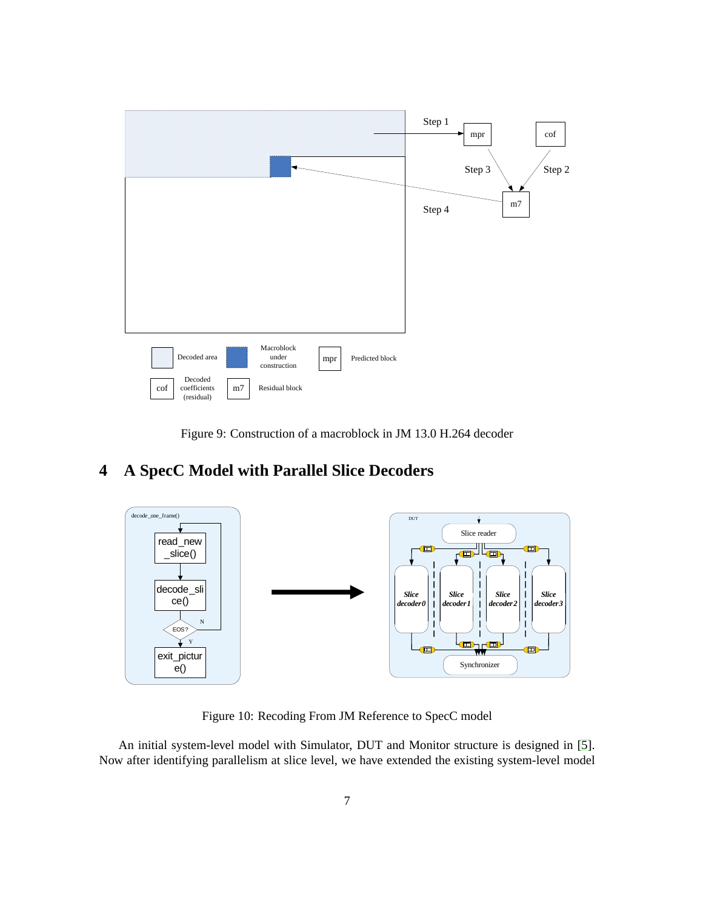Figure 9: Construction of a macroblock in JM 13.0 H.264 decoder

## 4 A SpecC Model with Parallel Slice Decoders

Figure 10: Recoding From JM Reference to SpecC model

An initial system-level model with Simulator, DUT and Monitor structure is designed in [5]. Now after identifying parallelism at slice level, we have extended the existing system-level model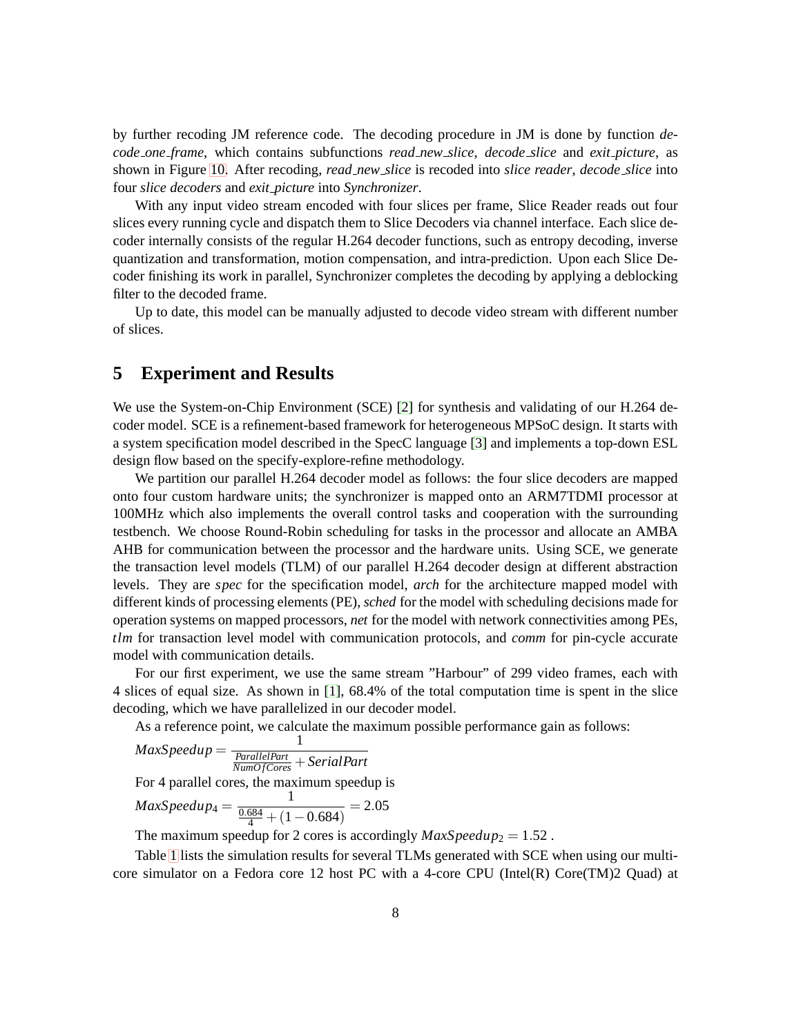by further recoding JM reference code. The decoding procedure in JM is done by function *decode_one_frame*, which contains subfunctions *read_new_slice*, *decode_slice* and *exit_picture*, as shown in Figure 10. After recoding, *read_new_slice* is recoded into *slice reader*, *decode_slice* into four *slice decoders* and *exit_picture* into *Synchronizer*.

With any input video stream encoded with four slices per frame, Slice Reader reads out four slices every running cycle and dispatch them to Slice Decoders via channel interface. Each slice decoder internally consists of the regular H.264 decoder functions, such as entropy decoding, inverse quantization and transformation, motion compensation, and intra-prediction. Upon each Slice Decoder finishing its work in parallel, Synchronizer completes the decoding by applying a deblocking filter to the decoded frame.

Up to date, this model can be manually adjusted to decode video stream with different number of slices.

## 5 Experiment and Results

We use the System-on-Chip Environment (SCE) [2] for synthesis and validating of our H.264 decoder model. SCE is a refinement-based framework for heterogeneous MPSoC design. It starts with a system specification model described in the SpecC language [3] and implements a top-down ESL design flow based on the specify-explore-refine methodology.

We partition our parallel H.264 decoder model as follows: the four slice decoders are mapped onto four custom hardware units; the synchronizer is mapped onto an ARM7TDMI processor at 100MHz which also implements the overall control tasks and cooperation with the surrounding testbench. We choose Round-Robin scheduling for tasks in the processor and allocate an AMBA AHB for communication between the processor and the hardware units. Using SCE, we generate the transaction level models (TLM) of our parallel H.264 decoder design at different abstraction levels. They are *spec* for the specification model, *arch* for the architecture mapped model with different kinds of processing elements (PE), *sched* for the model with scheduling decisions made for operation systems on mapped processors, *net* for the model with network connectivities among PEs, *tlm* for transaction level model with communication protocols, and *comm* for pin-cycle accurate model with communication details.

For our first experiment, we use the same stream "Harbour" of 299 video frames, each with 4 slices of equal size. As shown in [1], 68.4% of the total computation time is spent in the slice decoding, which we have parallelized in our decoder model.

As a reference point, we calculate the maximum possible performance gain as follows:

$$MaxSpeedup = \frac{1}{\frac{ParallelPart}{NumOfCores} + SerialPart}$$

For 4 parallel cores, the maximum speedup is

$$MaxSpeedup_4 = \frac{1}{\frac{0.684}{4} + (1 - 0.684)} = 2.05$$

The maximum speedup for 2 cores is accordingly $MaxSpeedup_2 = 1.52$ .

Table 1 lists the simulation results for several TLMs generated with SCE when using our multi-core simulator on a Fedora core 12 host PC with a 4-core CPU (Intel(R) Core(TM)2 Quad) at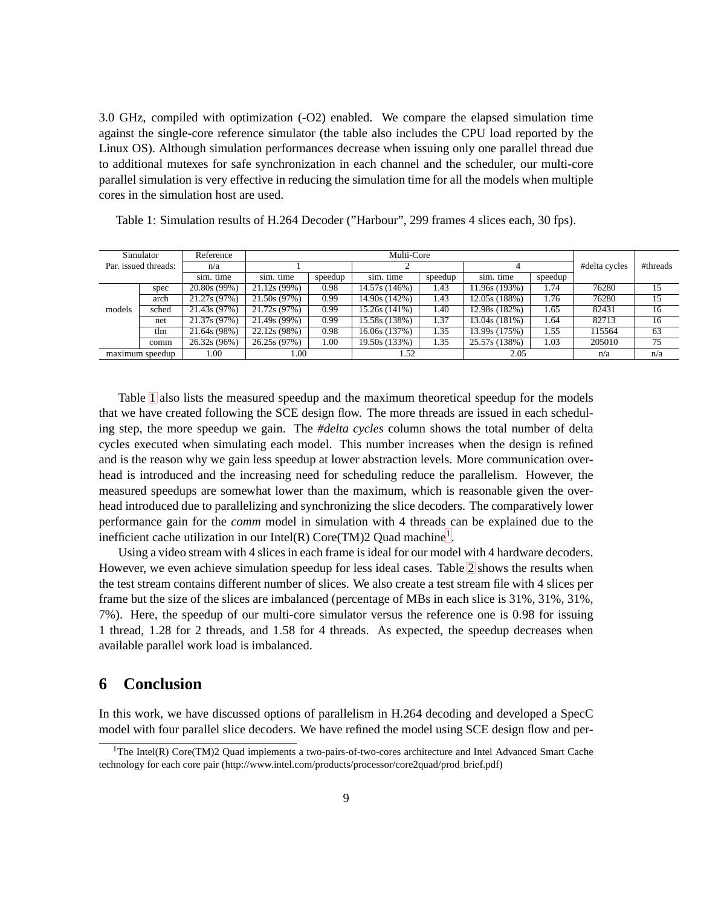3.0 GHz, compiled with optimization (-O2) enabled. We compare the elapsed simulation time against the single-core reference simulator (the table also includes the CPU load reported by the Linux OS). Although simulation performances decrease when issuing only one parallel thread due to additional mutexes for safe synchronization in each channel and the scheduler, our multi-core parallel simulation is very effective in reducing the simulation time for all the models when multiple cores in the simulation host are used.

Table 1: Simulation results of H.264 Decoder ("Harbour", 299 frames 4 slices each, 30 fps).

| Simulator | | Reference | Multi-Core | | | | | | #delta cycles | #threads |
|---|---|---|---|---|---|---|---|---|---|---|
| Par. issued threads: | | n/a | 1 | | 2 | | 4 | | | |
| | | sim. time | sim. time | speedup | sim. time | speedup | sim. time | speedup | | |
| models | spec | 20.80s (99%) | 21.12s (99%) | 0.98 | 14.57s (146%) | 1.43 | 11.96s (193%) | 1.74 | 76280 | 15 |
| | arch | 21.27s (97%) | 21.50s (97%) | 0.99 | 14.90s (142%) | 1.43 | 12.05s (188%) | 1.76 | 76280 | 15 |
| | sched | 21.43s (97%) | 21.72s (97%) | 0.99 | 15.26s (141%) | 1.40 | 12.98s (182%) | 1.65 | 82431 | 16 |
| | net | 21.37s (97%) | 21.49s (99%) | 0.99 | 15.58s (138%) | 1.37 | 13.04s (181%) | 1.64 | 82713 | 16 |
| | tlm | 21.64s (98%) | 22.12s (98%) | 0.98 | 16.06s (137%) | 1.35 | 13.99s (175%) | 1.55 | 115564 | 63 |
| | comm | 26.32s (96%) | 26.25s (97%) | 1.00 | 19.50s (133%) | 1.35 | 25.57s (138%) | 1.03 | 205010 | 75 |
| maximum speedup | | 1.00 | 1.00 | | 1.52 | | 2.05 | | n/a | n/a |

Table 1 also lists the measured speedup and the maximum theoretical speedup for the models that we have created following the SCE design flow. The more threads are issued in each scheduling step, the more speedup we gain. The *#delta cycles* column shows the total number of delta cycles executed when simulating each model. This number increases when the design is refined and is the reason why we gain less speedup at lower abstraction levels. More communication overhead is introduced and the increasing need for scheduling reduce the parallelism. However, the measured speedups are somewhat lower than the maximum, which is reasonable given the overhead introduced due to parallelizing and synchronizing the slice decoders. The comparatively lower performance gain for the *comm* model in simulation with 4 threads can be explained due to the inefficient cache utilization in our Intel(R) Core(TM)2 Quad machine[1].

Using a video stream with 4 slices in each frame is ideal for our model with 4 hardware decoders. However, we even achieve simulation speedup for less ideal cases. Table 2 shows the results when the test stream contains different number of slices. We also create a test stream file with 4 slices per frame but the size of the slices are imbalanced (percentage of MBs in each slice is 31%, 31%, 31%, 7%). Here, the speedup of our multi-core simulator versus the reference one is 0.98 for issuing 1 thread, 1.28 for 2 threads, and 1.58 for 4 threads. As expected, the speedup decreases when available parallel work load is imbalanced.

# 6 Conclusion

In this work, we have discussed options of parallelism in H.264 decoding and developed a SpecC model with four parallel slice decoders. We have refined the model using SCE design flow and per-

[1] The Intel(R) Core(TM)2 Quad implements a two-pairs-of-two-cores architecture and Intel Advanced Smart Cache technology for each core pair (http://www.intel.com/products/processor/core2quad/prod_brief.pdf)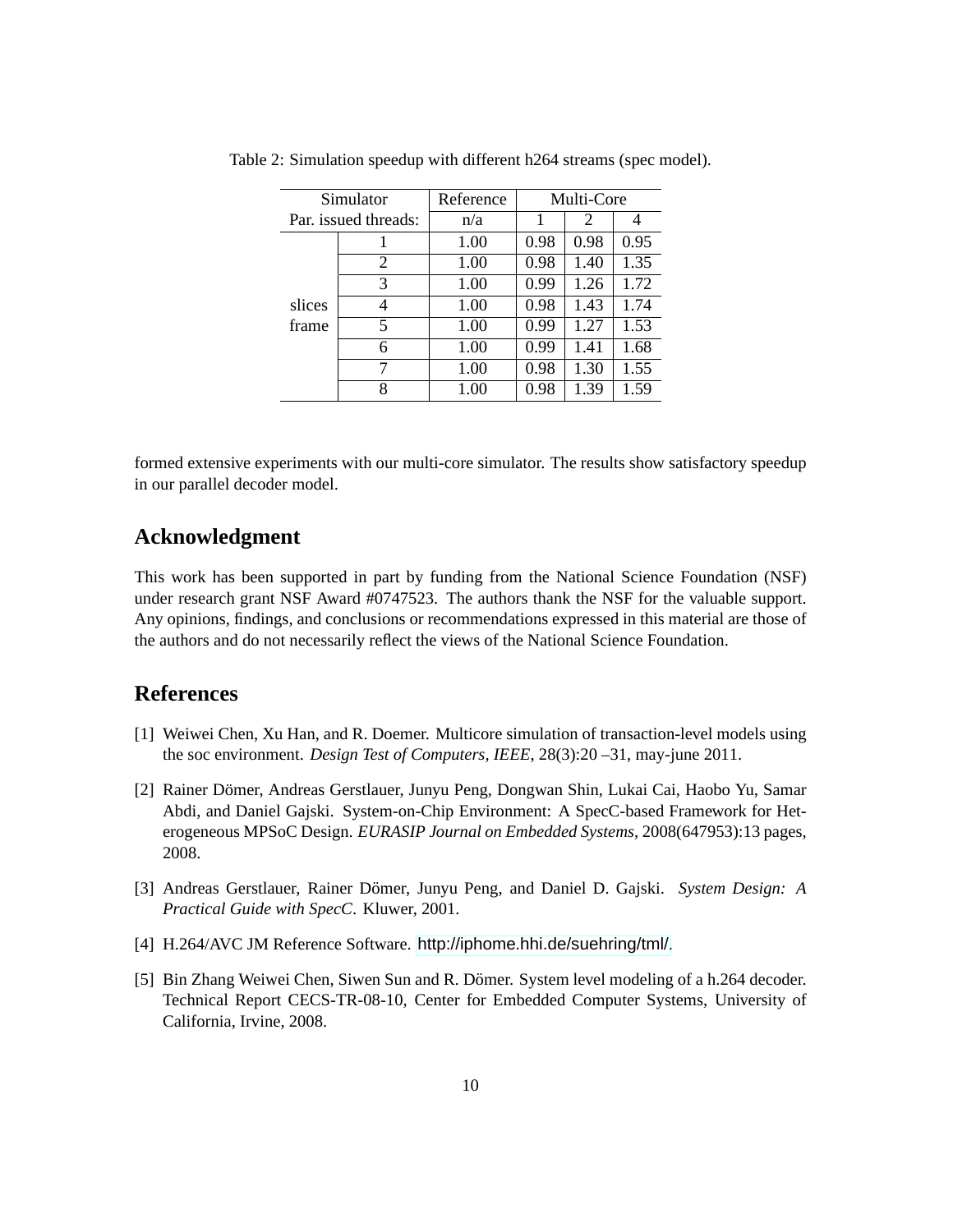Table 2: Simulation speedup with different h264 streams (spec model).

| Simulator | | Reference | Multi-Core | | |
|---|---|---|---|---|---|
| Par. issued threads: | | n/a | 1 | 2 | 4 |
| slices frame | 1 | 1.00 | 0.98 | 0.98 | 0.95 |
| | 2 | 1.00 | 0.98 | 1.40 | 1.35 |
| | 3 | 1.00 | 0.99 | 1.26 | 1.72 |
| | 4 | 1.00 | 0.98 | 1.43 | 1.74 |
| | 5 | 1.00 | 0.99 | 1.27 | 1.53 |
| | 6 | 1.00 | 0.99 | 1.41 | 1.68 |
| | 7 | 1.00 | 0.98 | 1.30 | 1.55 |
| | 8 | 1.00 | 0.98 | 1.39 | 1.59 |

formed extensive experiments with our multi-core simulator. The results show satisfactory speedup in our parallel decoder model.

## Acknowledgment

This work has been supported in part by funding from the National Science Foundation (NSF) under research grant NSF Award #0747523. The authors thank the NSF for the valuable support. Any opinions, findings, and conclusions or recommendations expressed in this material are those of the authors and do not necessarily reflect the views of the National Science Foundation.

## References

[1] Weiwei Chen, Xu Han, and R. Doemer. Multicore simulation of transaction-level models using the soc environment. *Design Test of Computers, IEEE*, 28(3):20 –31, may-june 2011.

[2] Rainer Dömer, Andreas Gerstlauer, Junyu Peng, Dongwan Shin, Lukai Cai, Haobo Yu, Samar Abdi, and Daniel Gajski. System-on-Chip Environment: A SpecC-based Framework for Heterogeneous MPSoC Design. *EURASIP Journal on Embedded Systems*, 2008(647953):13 pages, 2008.

[3] Andreas Gerstlauer, Rainer Dömer, Junyu Peng, and Daniel D. Gajski. *System Design: A Practical Guide with SpecC*. Kluwer, 2001.

[4] H.264/AVC JM Reference Software. http://iphome.hhi.de/suehring/tml/.

[5] Bin Zhang Weiwei Chen, Siwen Sun and R. Dömer. System level modeling of a h.264 decoder. Technical Report CECS-TR-08-10, Center for Embedded Computer Systems, University of California, Irvine, 2008.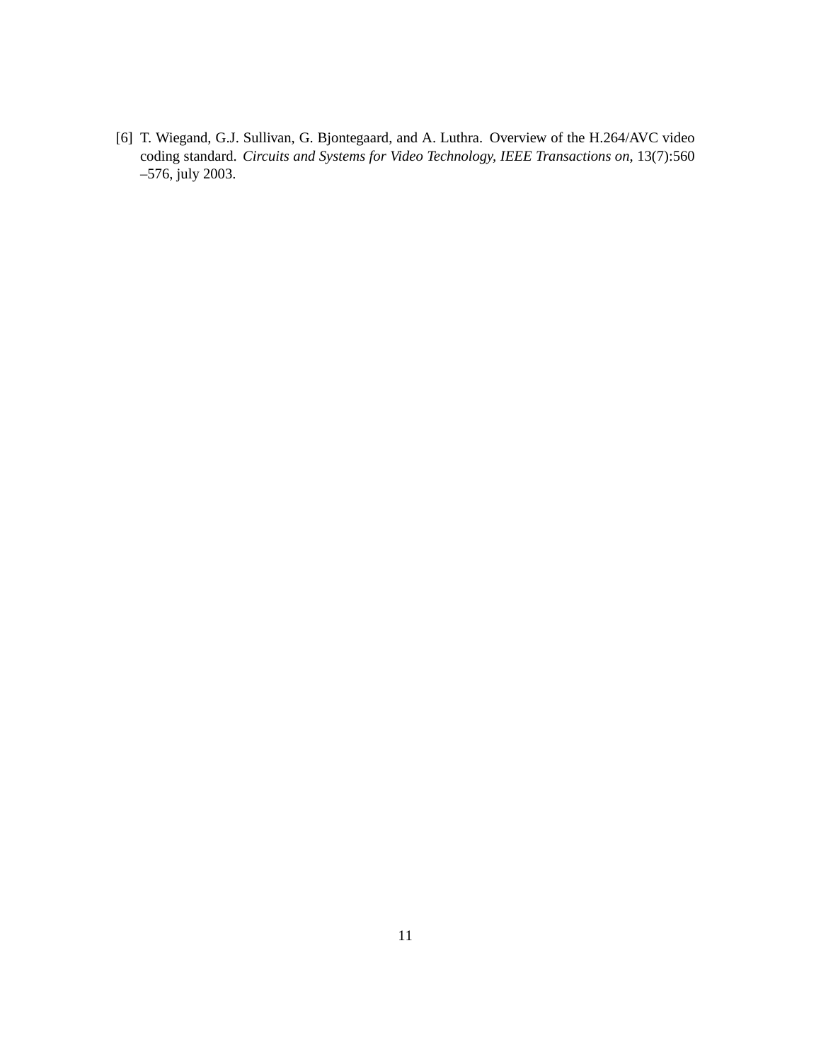[6] T. Wiegand, G.J. Sullivan, G. Bjontegaard, and A. Luthra. Overview of the H.264/AVC video coding standard. *Circuits and Systems for Video Technology, IEEE Transactions on*, 13(7):560 –576, july 2003.